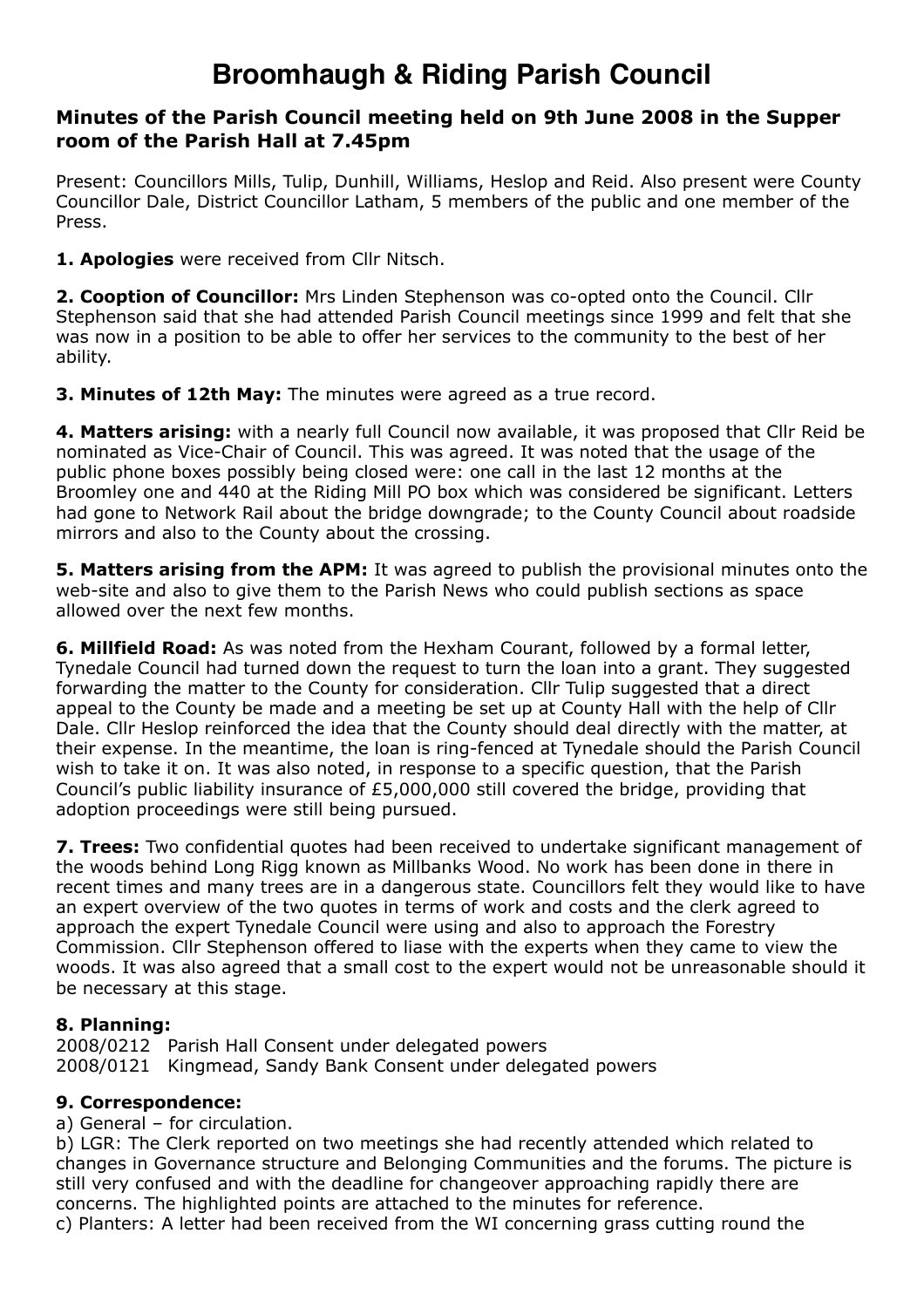# Broomhaugh & Riding Parish Council

### Minutes of the Parish Council meeting held on 9th June 2008 in the Supper room of the Parish Hall at 7.45pm

Present: Councillors Mills, Tulip, Dunhill, Williams, Heslop and Reid. Also present were County Councillor Dale, District Councillor Latham, 5 members of the public and one member of the Press.

**1. Apologies** were received from Cllr Nitsch.

**2. Cooption of Councillor:** Mrs Linden Stephenson was co-opted onto the Council. Cllr Stephenson said that she had attended Parish Council meetings since 1999 and felt that she was now in a position to be able to offer her services to the community to the best of her ability.

**3. Minutes of 12th May:** The minutes were agreed as a true record.

**4. Matters arising:** with a nearly full Council now available, it was proposed that Cllr Reid be nominated as Vice-Chair of Council. This was agreed. It was noted that the usage of the public phone boxes possibly being closed were: one call in the last 12 months at the Broomley one and 440 at the Riding Mill PO box which was considered be significant. Letters had gone to Network Rail about the bridge downgrade; to the County Council about roadside mirrors and also to the County about the crossing.

**5. Matters arising from the APM:** It was agreed to publish the provisional minutes onto the web-site and also to give them to the Parish News who could publish sections as space allowed over the next few months.

**6. Millfield Road:** As was noted from the Hexham Courant, followed by a formal letter, Tynedale Council had turned down the request to turn the loan into a grant. They suggested forwarding the matter to the County for consideration. Cllr Tulip suggested that a direct appeal to the County be made and a meeting be set up at County Hall with the help of Cllr Dale. Cllr Heslop reinforced the idea that the County should deal directly with the matter, at their expense. In the meantime, the loan is ring-fenced at Tynedale should the Parish Council wish to take it on. It was also noted, in response to a specific question, that the Parish Council's public liability insurance of £5,000,000 still covered the bridge, providing that adoption proceedings were still being pursued.

**7. Trees:** Two confidential quotes had been received to undertake significant management of the woods behind Long Rigg known as Millbanks Wood. No work has been done in there in recent times and many trees are in a dangerous state. Councillors felt they would like to have an expert overview of the two quotes in terms of work and costs and the clerk agreed to approach the expert Tynedale Council were using and also to approach the Forestry Commission. Cllr Stephenson offered to liase with the experts when they came to view the woods. It was also agreed that a small cost to the expert would not be unreasonable should it be necessary at this stage.

**8. Planning:**
2008/0212 Parish Hall Consent under delegated powers
2008/0121 Kingmead, Sandy Bank Consent under delegated powers

**9. Correspondence:**
a) General – for circulation.
b) LGR: The Clerk reported on two meetings she had recently attended which related to changes in Governance structure and Belonging Communities and the forums. The picture is still very confused and with the deadline for changeover approaching rapidly there are concerns. The highlighted points are attached to the minutes for reference.
c) Planters: A letter had been received from the WI concerning grass cutting round the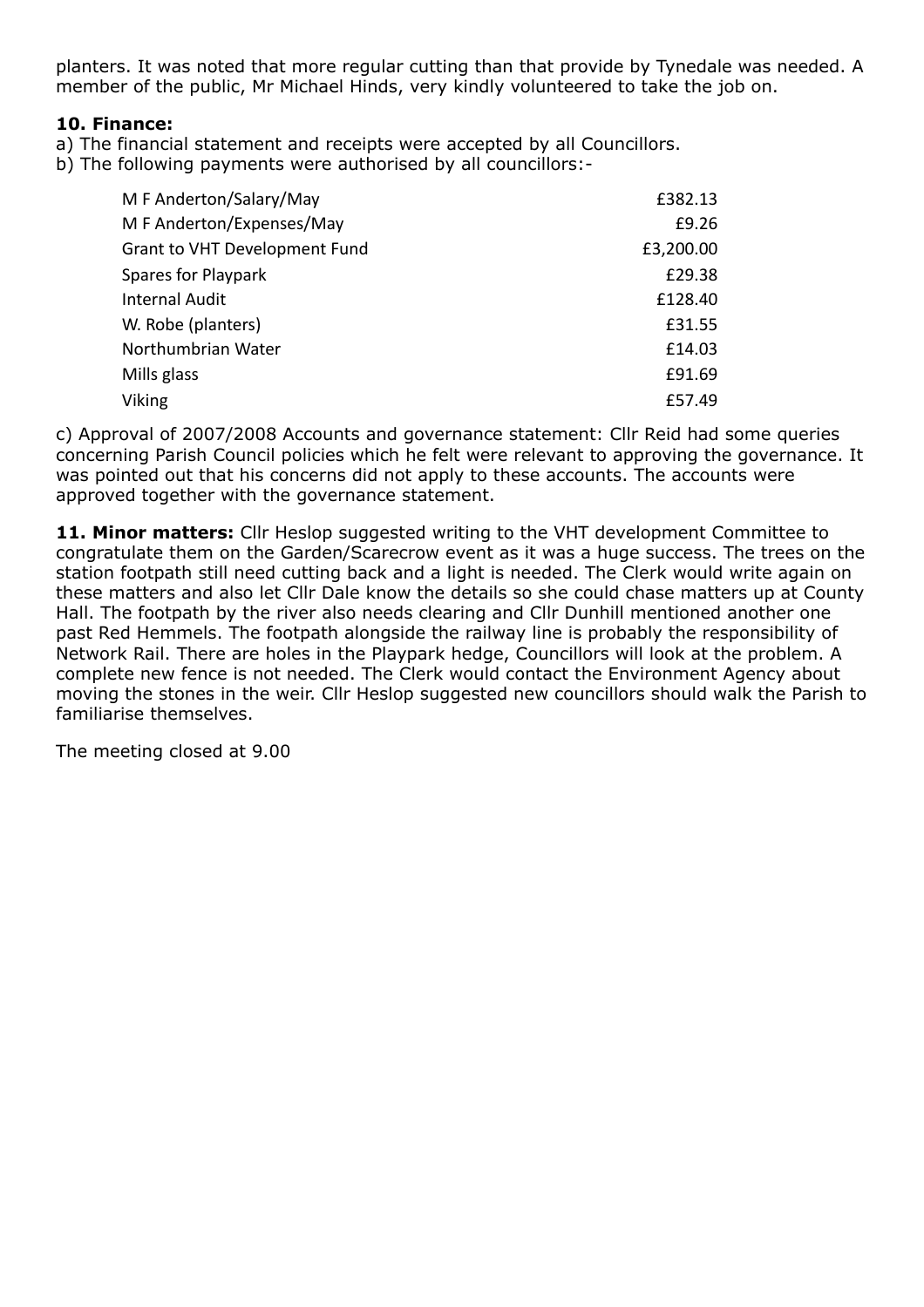planters. It was noted that more regular cutting than that provide by Tynedale was needed. A member of the public, Mr Michael Hinds, very kindly volunteered to take the job on.

**10. Finance:**

a) The financial statement and receipts were accepted by all Councillors.

b) The following payments were authorised by all councillors:-

| | |
|---|---|
| M F Anderton/Salary/May | £382.13 |
| M F Anderton/Expenses/May | £9.26 |
| Grant to VHT Development Fund | £3,200.00 |
| Spares for Playpark | £29.38 |
| Internal Audit | £128.40 |
| W. Robe (planters) | £31.55 |
| Northumbrian Water | £14.03 |
| Mills glass | £91.69 |
| Viking | £57.49 |

c) Approval of 2007/2008 Accounts and governance statement: Cllr Reid had some queries concerning Parish Council policies which he felt were relevant to approving the governance. It was pointed out that his concerns did not apply to these accounts. The accounts were approved together with the governance statement.

**11. Minor matters:** Cllr Heslop suggested writing to the VHT development Committee to congratulate them on the Garden/Scarecrow event as it was a huge success. The trees on the station footpath still need cutting back and a light is needed. The Clerk would write again on these matters and also let Cllr Dale know the details so she could chase matters up at County Hall. The footpath by the river also needs clearing and Cllr Dunhill mentioned another one past Red Hemmels. The footpath alongside the railway line is probably the responsibility of Network Rail. There are holes in the Playpark hedge, Councillors will look at the problem. A complete new fence is not needed. The Clerk would contact the Environment Agency about moving the stones in the weir. Cllr Heslop suggested new councillors should walk the Parish to familiarise themselves.

The meeting closed at 9.00